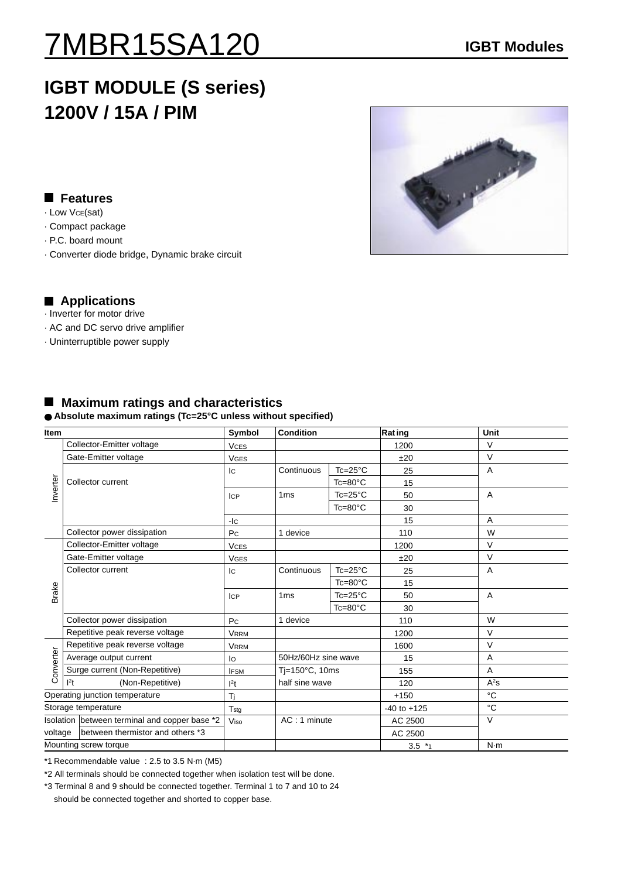# 7MBR15SA120

**IGBT Modules**

## IGBT MODULE (S series)
## 1200V / 15A / PIM

### ■ Features
- · Low $V_{CE}$(sat)
- · Compact package
- · P.C. board mount
- · Converter diode bridge, Dynamic brake circuit

### ■ Applications
- · Inverter for motor drive
- · AC and DC servo drive amplifier
- · Uninterruptible power supply

### ■ Maximum ratings and characteristics

**● Absolute maximum ratings (Tc=25°C unless without specified)**

| Item | | Symbol | Condition | | Rating | Unit |
|---|---|---|---|---|---|---|
| Inverter | Collector-Emitter voltage | $V_{CES}$ | | | 1200 | V |
| | Gate-Emitter voltage | $V_{GES}$ | | | ±20 | V |
| | Collector current | $I_C$ | Continuous | Tc=25°C | 25 | A |
| | | | | Tc=80°C | 15 | |
| | | $I_{CP}$ | 1ms | Tc=25°C | 50 | A |
| | | | | Tc=80°C | 30 | |
| | | $-I_C$ | | | 15 | A |
| | Collector power dissipation | $P_C$ | 1 device | | 110 | W |
| Brake | Collector-Emitter voltage | $V_{CES}$ | | | 1200 | V |
| | Gate-Emitter voltage | $V_{GES}$ | | | ±20 | V |
| | Collector current | $I_C$ | Continuous | Tc=25°C | 25 | A |
| | | | | Tc=80°C | 15 | |
| | | $I_{CP}$ | 1ms | Tc=25°C | 50 | A |
| | | | | Tc=80°C | 30 | |
| | Collector power dissipation | $P_C$ | 1 device | | 110 | W |
| | Repetitive peak reverse voltage | $V_{RRM}$ | | | 1200 | V |
| Converter | Repetitive peak reverse voltage | $V_{RRM}$ | | | 1600 | V |
| | Average output current | $I_O$ | 50Hz/60Hz sine wave | | 15 | A |
| | Surge current (Non-Repetitive) | $I_{FSM}$ | Tj=150°C, 10ms | | 155 | A |
| | $I^2t$ (Non-Repetitive) | $I^2t$ | half sine wave | | 120 | $A^2s$ |
| Operating junction temperature | | $T_j$ | | | +150 | °C |
| Storage temperature | | $T_{stg}$ | | | -40 to +125 | °C |
| Isolation voltage | between terminal and copper base *2 | $V_{iso}$ | AC : 1 minute | | AC 2500 | V |
| | between thermistor and others *3 | | | | AC 2500 | |
| Mounting screw torque | | | | | 3.5 *1 | N·m |

*1 Recommendable value : 2.5 to 3.5 N·m (M5)

*2 All terminals should be connected together when isolation test will be done.

*3 Terminal 8 and 9 should be connected together. Terminal 1 to 7 and 10 to 24 should be connected together and shorted to copper base.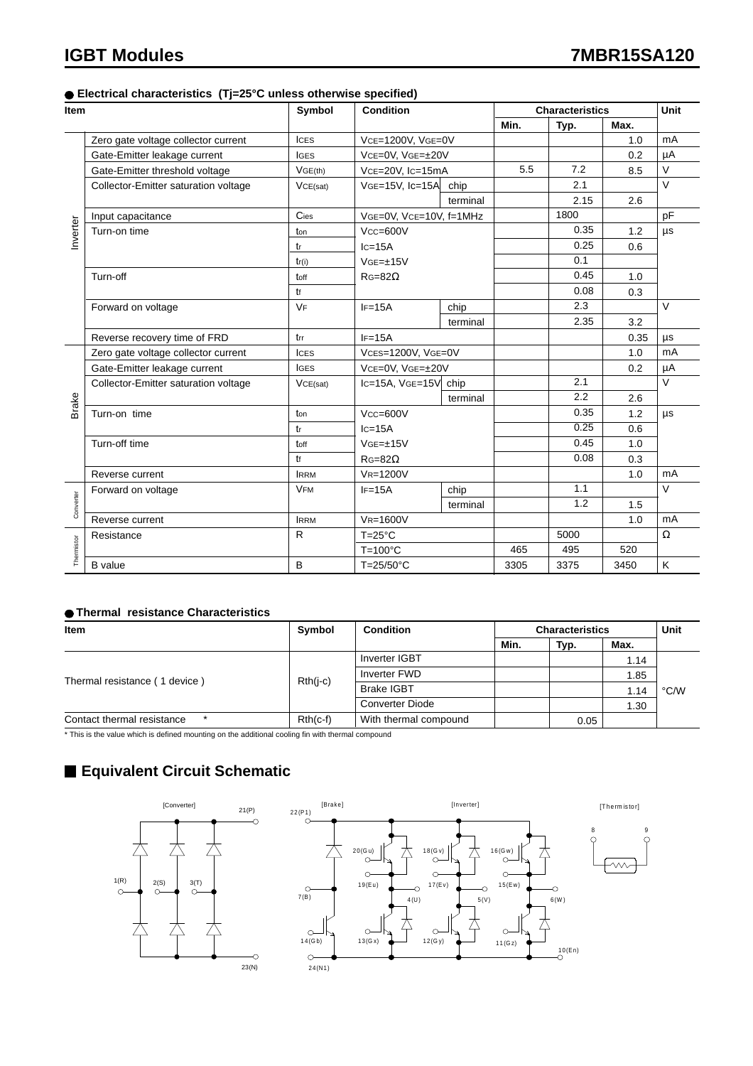## Electrical characteristics (Tj=25°C unless otherwise specified)

| Item | | Symbol | Condition | | Characteristics | | | Unit |
|---|---|---|---|---|---|---|---|---|
| | | | | | Min. | Typ. | Max. | |
| Inverter | Zero gate voltage collector current | $I_{CES}$ | $V_{CE}$=1200V, $V_{GE}$=0V | | | | 1.0 | mA |
| | Gate-Emitter leakage current | $I_{GES}$ | $V_{CE}$=0V, $V_{GE}$=±20V | | | | 0.2 | μA |
| | Gate-Emitter threshold voltage | $V_{GE(th)}$ | $V_{CE}$=20V, $I_C$=15mA | | 5.5 | 7.2 | 8.5 | V |
| | Collector-Emitter saturation voltage | $V_{CE(sat)}$ | $V_{GE}$=15V, $I_C$=15A | chip | | 2.1 | | V |
| | | | | terminal | | 2.15 | 2.6 | |
| | Input capacitance | $C_{ies}$ | $V_{GE}$=0V, $V_{CE}$=10V, f=1MHz | | | 1800 | | pF |
| | Turn-on time | $t_{on}$ | $V_{CC}$=600V | | | 0.35 | 1.2 | μs |
| | | $t_r$ | $I_C$=15A | | | 0.25 | 0.6 | |
| | | $t_{r(i)}$ | $V_{GE}$=±15V | | | 0.1 | | |
| | Turn-off | $t_{off}$ | $R_G$=82Ω | | | 0.45 | 1.0 | |
| | | $t_f$ | | | | 0.08 | 0.3 | |
| | Forward on voltage | $V_F$ | $I_F$=15A | chip | | 2.3 | | V |
| | | | | terminal | | 2.35 | 3.2 | |
| | Reverse recovery time of FRD | $t_{rr}$ | $I_F$=15A | | | | 0.35 | μs |
| Brake | Zero gate voltage collector current | $I_{CES}$ | $V_{CES}$=1200V, $V_{GE}$=0V | | | | 1.0 | mA |
| | Gate-Emitter leakage current | $I_{GES}$ | $V_{CE}$=0V, $V_{GE}$=±20V | | | | 0.2 | μA |
| | Collector-Emitter saturation voltage | $V_{CE(sat)}$ | $I_C$=15A, $V_{GE}$=15V | chip | | 2.1 | | V |
| | | | | terminal | | 2.2 | 2.6 | |
| | Turn-on time | $t_{on}$ | $V_{CC}$=600V | | | 0.35 | 1.2 | μs |
| | | $t_r$ | $I_C$=15A | | | 0.25 | 0.6 | |
| | Turn-off time | $t_{off}$ | $V_{GE}$=±15V | | | 0.45 | 1.0 | |
| | | $t_f$ | $R_G$=82Ω | | | 0.08 | 0.3 | |
| | Reverse current | $I_{RRM}$ | $V_R$=1200V | | | | 1.0 | mA |
| Converter | Forward on voltage | $V_{FM}$ | $I_F$=15A | chip | | 1.1 | | V |
| | | | | terminal | | 1.2 | 1.5 | |
| | Reverse current | $I_{RRM}$ | $V_R$=1600V | | | | 1.0 | mA |
| Thermistor | Resistance | R | T=25°C | | | 5000 | | Ω |
| | | | T=100°C | | 465 | 495 | 520 | |
| | B value | B | T=25/50°C | | 3305 | 3375 | 3450 | K |

## Thermal resistance Characteristics

| Item | Symbol | Condition | Characteristics | | | Unit |
|---|---|---|---|---|---|---|
| | | | Min. | Typ. | Max. | |
| Thermal resistance ( 1 device ) | Rth(j-c) | Inverter IGBT | | | 1.14 | °C/W |
| | | Inverter FWD | | | 1.85 | |
| | | Brake IGBT | | | 1.14 | |
| | | Converter Diode | | | 1.30 | |
| Contact thermal resistance * | Rth(c-f) | With thermal compound | | 0.05 | | |

* This is the value which is defined mounting on the additional cooling fin with thermal compound

## Equivalent Circuit Schematic

[Converter]
21(P)
1(R)
2(S)
3(T)
23(N)

[Brake]
22(P1)
7(B)
14(Gb)
24(N1)

[Inverter]
20(Gu)
19(Eu)
18(Gv)
17(Ev)
16(Gw)
15(Ew)
4(U)
5(V)
6(W)
13(Gx)
12(Gy)
11(Gz)
10(En)

[Thermistor]
8
9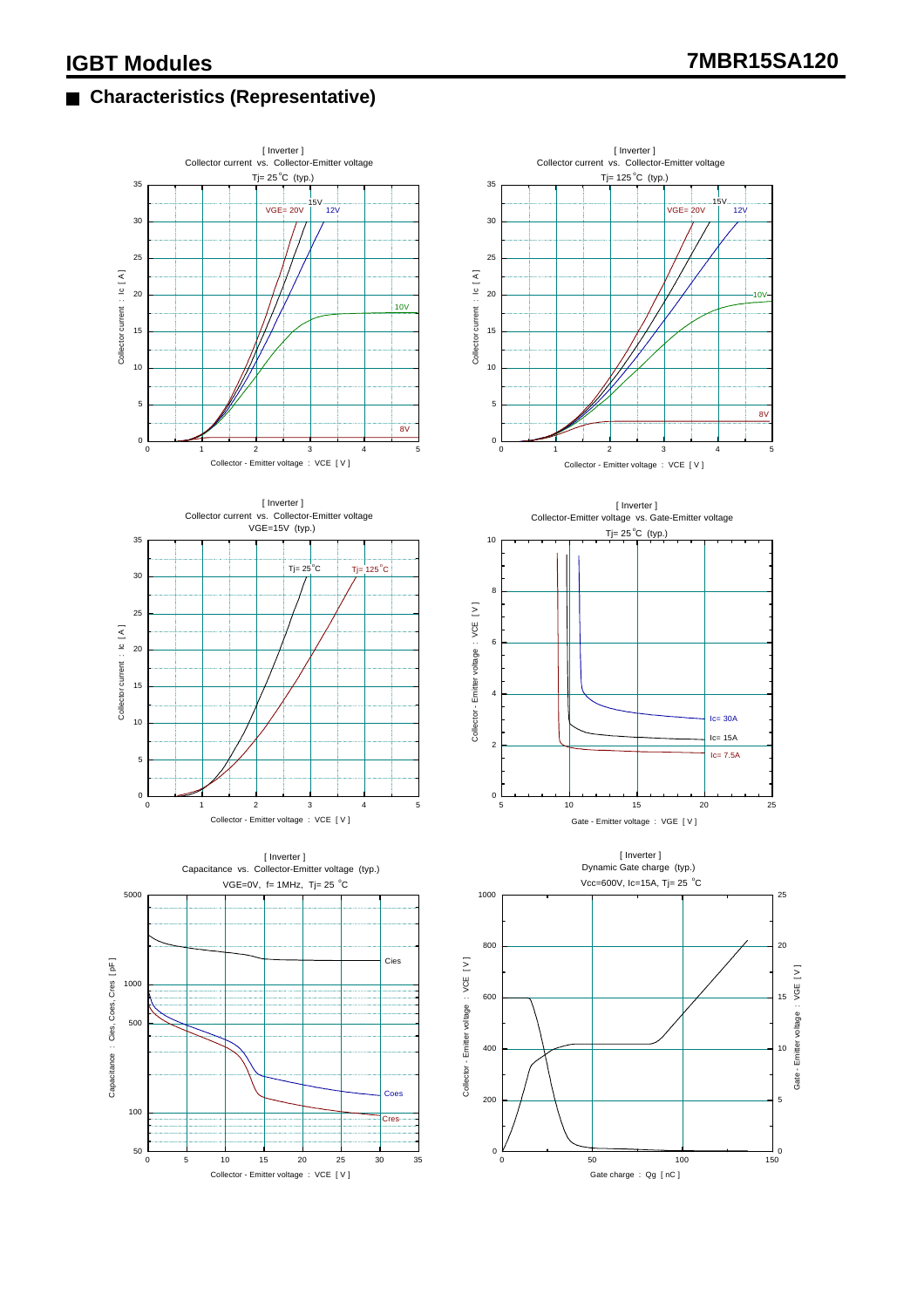## Characteristics (Representative)

[ Inverter ]
Collector current vs. Collector-Emitter voltage
Tj= 25°C (typ.)

VGE= 20V
15V
12V
10V
8V

Collector current : Ic [ A ]
Collector - Emitter voltage : VCE [ V ]

[ Inverter ]
Collector current vs. Collector-Emitter voltage
Tj= 125°C (typ.)

VGE= 20V
15V
12V
10V
8V

Collector current : Ic [ A ]
Collector - Emitter voltage : VCE [ V ]

[ Inverter ]
Collector current vs. Collector-Emitter voltage
VGE=15V (typ.)

Tj= 25°C
Tj= 125°C

Collector current : Ic [ A ]
Collector - Emitter voltage : VCE [ V ]

[ Inverter ]
Collector-Emitter voltage vs. Gate-Emitter voltage
Tj= 25°C (typ.)

Ic= 30A
Ic= 15A
Ic= 7.5A

Collector - Emitter voltage : VCE [ V ]
Gate - Emitter voltage : VGE [ V ]

[ Inverter ]
Capacitance vs. Collector-Emitter voltage (typ.)
VGE=0V, f= 1MHz, Tj= 25 °C

Cies
Coes
Cres

Capacitance : Cies, Coes, Cres [ pF ]
Collector - Emitter voltage : VCE [ V ]

[ Inverter ]
Dynamic Gate charge (typ.)
Vcc=600V, Ic=15A, Tj= 25 °C

Collector - Emitter voltage : VCE [ V ]
Gate - Emitter voltage : VGE [ V ]
Gate charge : Qg [ nC ]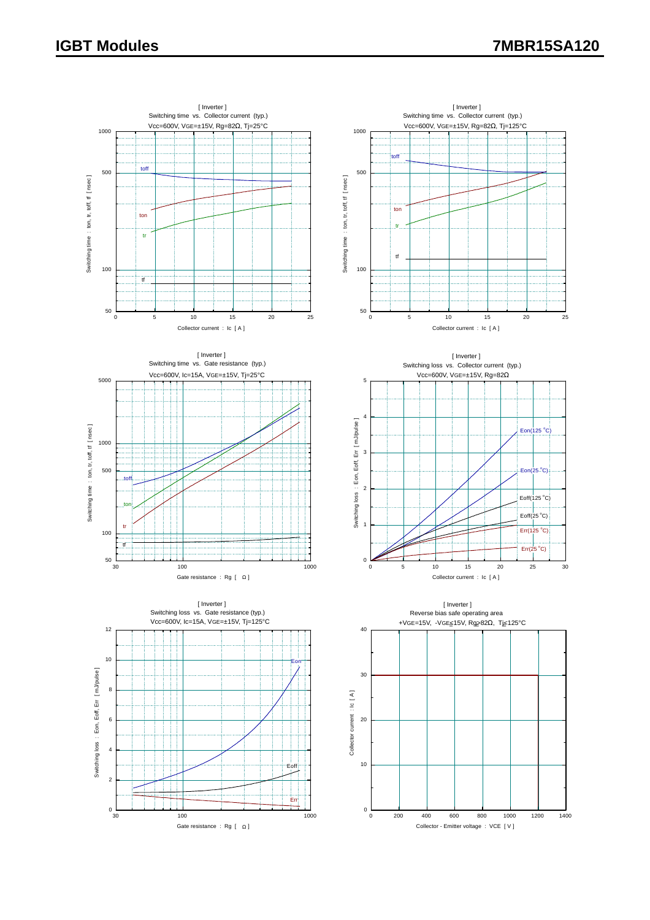[ Inverter ]
Switching time vs. Collector current (typ.)
Vcc=600V, VGE=±15V, Rg=82Ω, Tj=25°C

1000
500
100
50
0 5 10 15 20 25
Collector current : Ic [ A ]
Switching time : ton, tr, toff, tf [ nsec ]
toff
ton
tr
tf

[ Inverter ]
Switching time vs. Collector current (typ.)
Vcc=600V, VGE=±15V, Rg=82Ω, Tj=125°C

1000
500
100
50
0 5 10 15 20 25
Collector current : Ic [ A ]
Switching time : ton, tr, toff, tf [ nsec ]
toff
ton
tr
tf

[ Inverter ]
Switching time vs. Gate resistance (typ.)
Vcc=600V, Ic=15A, VGE=±15V, Tj=25°C

5000
1000
500
100
50
30 100 1000
Gate resistance : Rg [ Ω ]
Switching time : ton, tr, toff, tf [ nsec ]
toff
ton
tr
tf

[ Inverter ]
Switching loss vs. Collector current (typ.)
Vcc=600V, VGE=±15V, Rg=82Ω

5
4
3
2
1
0
0 5 10 15 20 25 30
Collector current : Ic [ A ]
Switching loss : Eon, Eoff, Err [ mJ/pulse ]
Eon(125 °C)
Eon(25 °C)
Eoff(125 °C)
Eoff(25 °C)
Err(125 °C)
Err(25 °C)

[ Inverter ]
Switching loss vs. Gate resistance (typ.)
Vcc=600V, Ic=15A, VGE=±15V, Tj=125°C

12
10
8
6
4
2
0
30 100 1000
Gate resistance : Rg [ Ω ]
Switching loss : Eon, Eoff, Err [ mJ/pulse ]
Eon
Eoff
Err

[ Inverter ]
Reverse bias safe operating area
+VGE=15V, -VGE≤15V, Rg≥82Ω, Tj≤125°C

40
30
20
10
0
0 200 400 600 800 1000 1200 1400
Collector - Emitter voltage : VCE [ V ]
Collector current : Ic [ A ]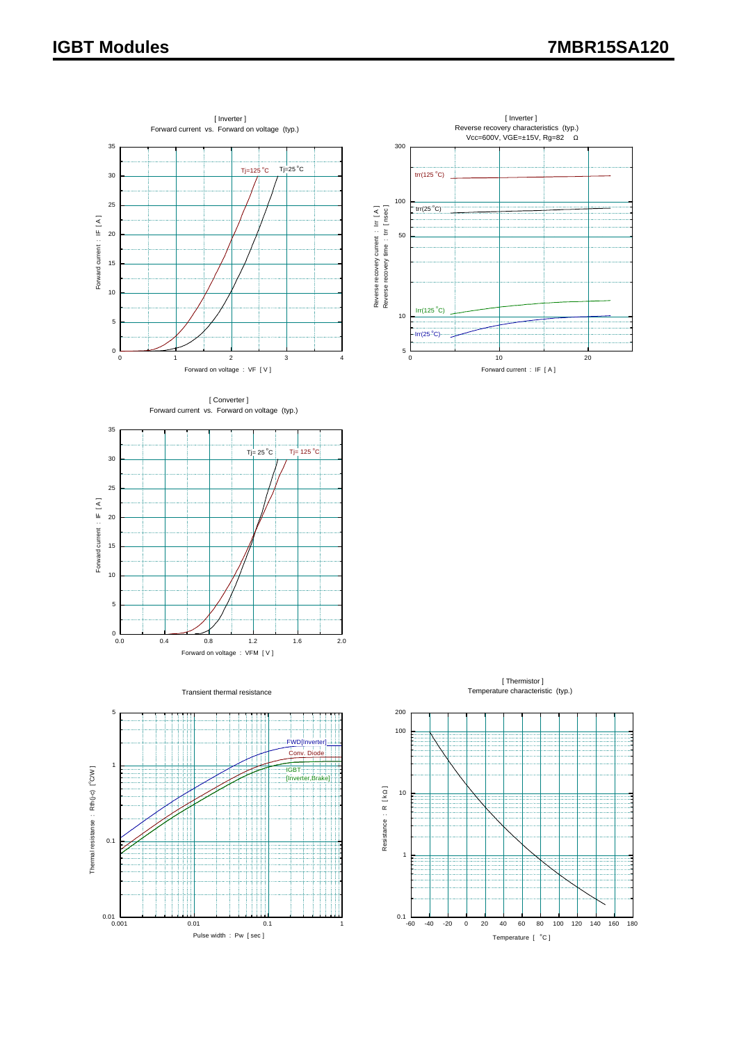[ Inverter ]
Forward current vs. Forward on voltage (typ.)

Tj=125°C
Tj=25°C

Forward current : IF [ A ]
0
5
10
15
20
25
30
35

Forward on voltage : VF [ V ]
0
1
2
3
4

[ Inverter ]
Reverse recovery characteristics (typ.)
Vcc=600V, VGE=±15V, Rg=82 Ω

trr(125°C)
trr(25°C)
Irr(125°C)
Irr(25°C)

Reverse recovery current : Irr [ A ]
Reverse recovery time : trr [ nsec ]
5
10
50
100
300

Forward current : IF [ A ]
0
10
20

[ Converter ]
Forward current vs. Forward on voltage (typ.)

Tj= 25°C
Tj= 125°C

Forward current : IF [ A ]
0
5
10
15
20
25
30
35

Forward on voltage : VFM [ V ]
0.0
0.4
0.8
1.2
1.6
2.0

Transient thermal resistance

FWD[Inverter]
Conv. Diode
IGBT
[Inverter,Brake]

Thermal resistanse : Rth(j-c) [°C/W ]
0.01
0.1
1
5

Pulse width : Pw [ sec ]
0.001
0.01
0.1
1

[ Thermistor ]
Temperature characteristic (typ.)

Resistance : R [ kΩ ]
0.1
1
10
100
200

Temperature [ °C ]
-60
-40
-20
0
20
40
60
80
100
120
140
160
180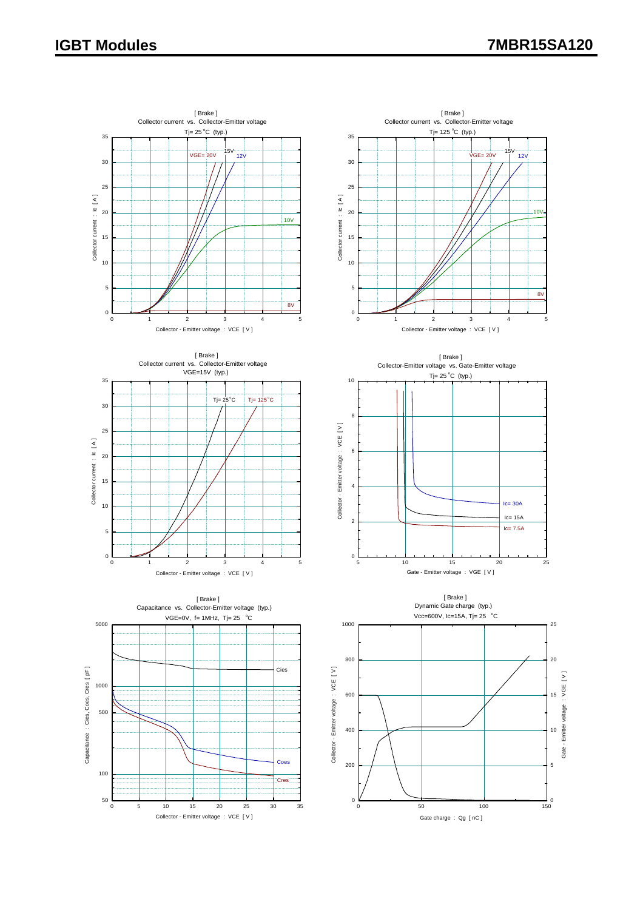# IGBT Modules

**7MBR15SA120**

[ Brake ]
Collector current vs. Collector-Emitter voltage
Tj= 25 °C (typ.)

VGE= 20V
15V
12V
10V
8V

Collector current : Ic [ A ]
0
5
10
15
20
25
30
35

Collector - Emitter voltage : VCE [ V ]
0
1
2
3
4
5

[ Brake ]
Collector current vs. Collector-Emitter voltage
Tj= 125 °C (typ.)

VGE= 20V
15V
12V
10V
8V

Collector current : Ic [ A ]
0
5
10
15
20
25
30
35

Collector - Emitter voltage : VCE [ V ]
0
1
2
3
4
5

[ Brake ]
Collector current vs. Collector-Emitter voltage
VGE=15V (typ.)

Tj= 25°C
Tj= 125°C

Collector current : Ic [ A ]
0
5
10
15
20
25
30
35

Collector - Emitter voltage : VCE [ V ]
0
1
2
3
4
5

[ Brake ]
Collector-Emitter voltage vs. Gate-Emitter voltage
Tj= 25 °C (typ.)

Ic= 30A
Ic= 15A
Ic= 7.5A

Collector - Emitter voltage : VCE [ V ]
0
2
4
6
8
10

Gate - Emitter voltage : VGE [ V ]
5
10
15
20
25

[ Brake ]
Capacitance vs. Collector-Emitter voltage (typ.)
VGE=0V, f= 1MHz, Tj= 25 °C

Cies
Coes
Cres

Capacitance : Cies, Coes, Cres [ pF ]
50
100
500
1000
5000

Collector - Emitter voltage : VCE [ V ]
0
5
10
15
20
25
30
35

[ Brake ]
Dynamic Gate charge (typ.)
Vcc=600V, Ic=15A, Tj= 25 °C

Collector - Emitter voltage : VCE [ V ]
0
200
400
600
800
1000

Gate - Emitter voltage : VGE [ V ]
0
5
10
15
20
25

Gate charge : Qg [ nC ]
0
50
100
150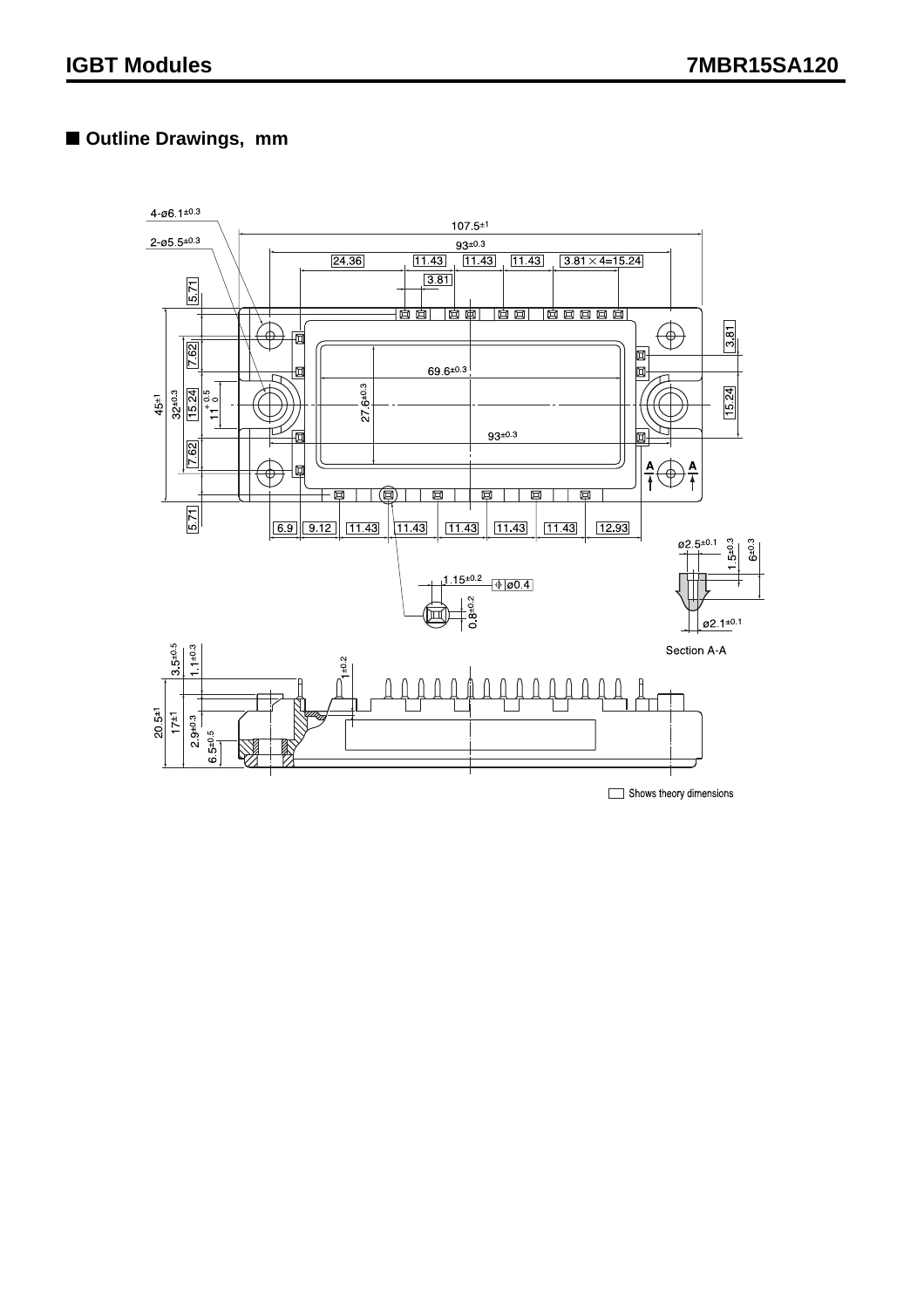■ **Outline Drawings, mm**

4-ø6.1±0.3

2-ø5.5±0.3

107.5±1

93±0.3

24.36

11.43

11.43

11.43

3.81 × 4=15.24

3.81

5.71

7.62

15.24

7.62

5.71

45±1

32±0.3

11 +0.5 0

69.6±0.3

27.6±0.3

93±0.3

3.81

15.24

A

A

6.9

9.12

11.43

11.43

11.43

11.43

11.43

12.93

ø2.5±0.1

1.5±0.3

6±0.3

ø2.1±0.1

Section A-A

1.15±0.2

ø0.4

0.8±0.2

3.5±0.5

1.1±0.3

1±0.2

20.5±1

17±1

2.9±0.3

6.5±0.5

Shows theory dimensions